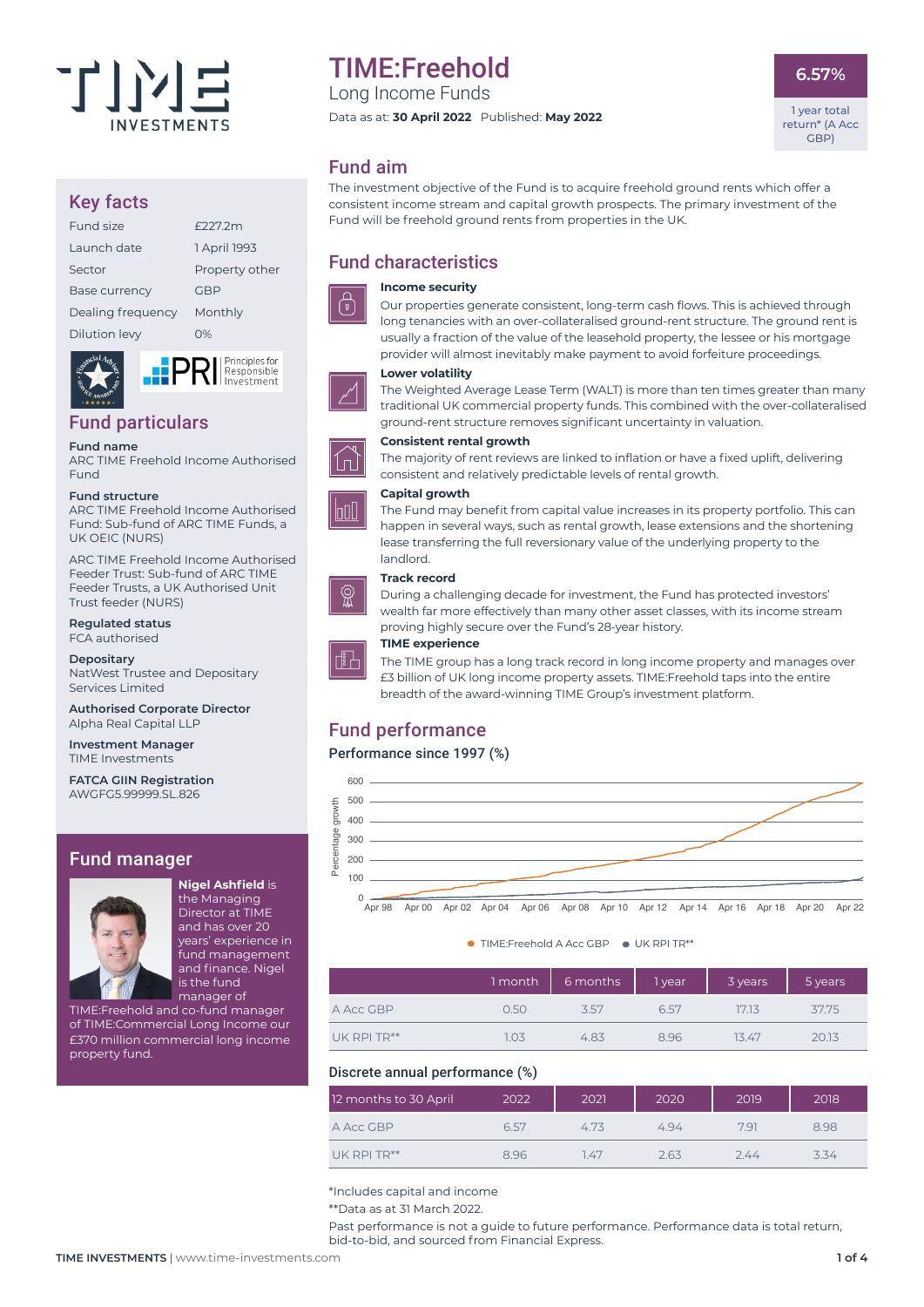# TIME:Freehold

Long Income Funds

Data as at: **30 April 2022** Published: **May 2022**

**6.57%**

1 year total return* (A Acc GBP)

## Key facts

| | |
|---|---|
| Fund size | £227.2m |
| Launch date | 1 April 1993 |
| Sector | Property other |
| Base currency | GBP |
| Dealing frequency | Monthly |
| Dilution levy | 0% |

## Fund particulars

**Fund name**
ARC TIME Freehold Income Authorised Fund

**Fund structure**
ARC TIME Freehold Income Authorised Fund: Sub-fund of ARC TIME Funds, a UK OEIC (NURS)

ARC TIME Freehold Income Authorised Feeder Trust: Sub-fund of ARC TIME Feeder Trusts, a UK Authorised Unit Trust feeder (NURS)

**Regulated status**
FCA authorised

**Depositary**
NatWest Trustee and Depositary Services Limited

**Authorised Corporate Director**
Alpha Real Capital LLP

**Investment Manager**
TIME Investments

**FATCA GIIN Registration**
AWGFG5.99999.SL.826

## Fund manager

**Nigel Ashfield** is the Managing Director at TIME and has over 20 years' experience in fund management and finance. Nigel is the fund manager of TIME:Freehold and co-fund manager of TIME:Commercial Long Income our £370 million commercial long income property fund.

## Fund aim

The investment objective of the Fund is to acquire freehold ground rents which offer a consistent income stream and capital growth prospects. The primary investment of the Fund will be freehold ground rents from properties in the UK.

## Fund characteristics

**Income security**
Our properties generate consistent, long-term cash flows. This is achieved through long tenancies with an over-collateralised ground-rent structure. The ground rent is usually a fraction of the value of the leasehold property, the lessee or his mortgage provider will almost inevitably make payment to avoid forfeiture proceedings.

**Lower volatility**
The Weighted Average Lease Term (WALT) is more than ten times greater than many traditional UK commercial property funds. This combined with the over-collateralised ground-rent structure removes significant uncertainty in valuation.

**Consistent rental growth**
The majority of rent reviews are linked to inflation or have a fixed uplift, delivering consistent and relatively predictable levels of rental growth.

**Capital growth**
The Fund may benefit from capital value increases in its property portfolio. This can happen in several ways, such as rental growth, lease extensions and the shortening lease transferring the full reversionary value of the underlying property to the landlord.

**Track record**
During a challenging decade for investment, the Fund has protected investors' wealth far more effectively than many other asset classes, with its income stream proving highly secure over the Fund's 28-year history.

**TIME experience**
The TIME group has a long track record in long income property and manages over £3 billion of UK long income property assets. TIME:Freehold taps into the entire breadth of the award-winning TIME Group's investment platform.

## Fund performance

### Performance since 1997 (%)

| | 1 month | 6 months | 1 year | 3 years | 5 years |
|---|---|---|---|---|---|
| A Acc GBP | 0.50 | 3.57 | 6.57 | 17.13 | 37.75 |
| UK RPI TR** | 1.03 | 4.83 | 8.96 | 13.47 | 20.13 |

### Discrete annual performance (%)

| 12 months to 30 April | 2022 | 2021 | 2020 | 2019 | 2018 |
|---|---|---|---|---|---|
| A Acc GBP | 6.57 | 4.73 | 4.94 | 7.91 | 8.98 |
| UK RPI TR** | 8.96 | 1.47 | 2.63 | 2.44 | 3.34 |

*Includes capital and income

**Data as at 31 March 2022.

Past performance is not a guide to future performance. Performance data is total return, bid-to-bid, and sourced from Financial Express.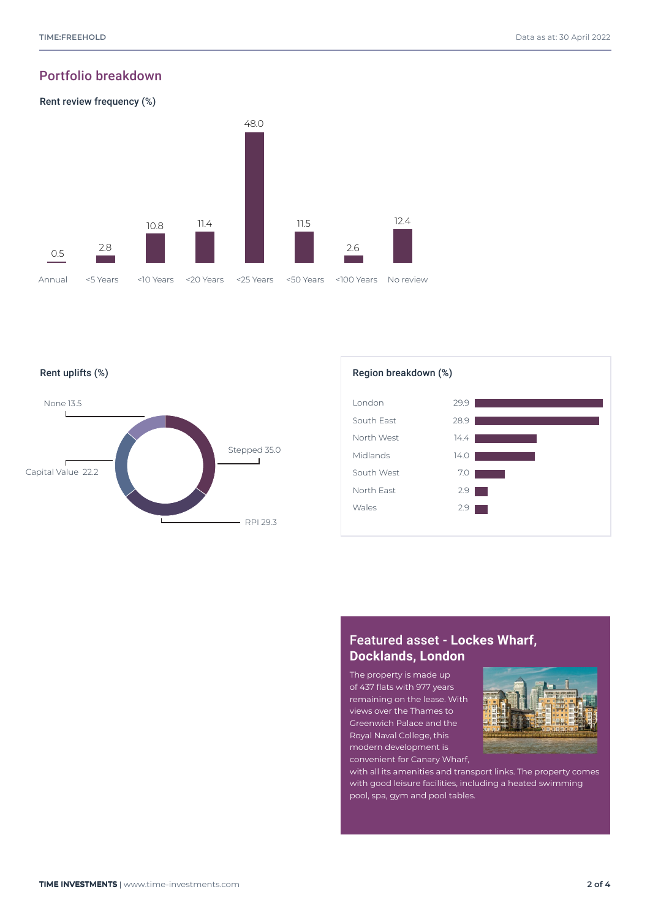## Portfolio breakdown

### Rent review frequency (%)

| Frequency | % |
|---|---|
| Annual | 0.5 |
| <5 Years | 2.8 |
| <10 Years | 10.8 |
| <20 Years | 11.4 |
| <25 Years | 48.0 |
| <50 Years | 11.5 |
| <100 Years | 2.6 |
| No review | 12.4 |

### Rent uplifts (%)

| Type | % |
|---|---|
| None | 13.5 |
| Stepped | 35.0 |
| Capital Value | 22.2 |
| RPI | 29.3 |

### Region breakdown (%)

| Region | % |
|---|---|
| London | 29.9 |
| South East | 28.9 |
| North West | 14.4 |
| Midlands | 14.0 |
| South West | 7.0 |
| North East | 2.9 |
| Wales | 2.9 |

### Featured asset - Lockes Wharf, Docklands, London

The property is made up of 437 flats with 977 years remaining on the lease. With views over the Thames to Greenwich Palace and the Royal Naval College, this modern development is convenient for Canary Wharf, with all its amenities and transport links. The property comes with good leisure facilities, including a heated swimming pool, spa, gym and pool tables.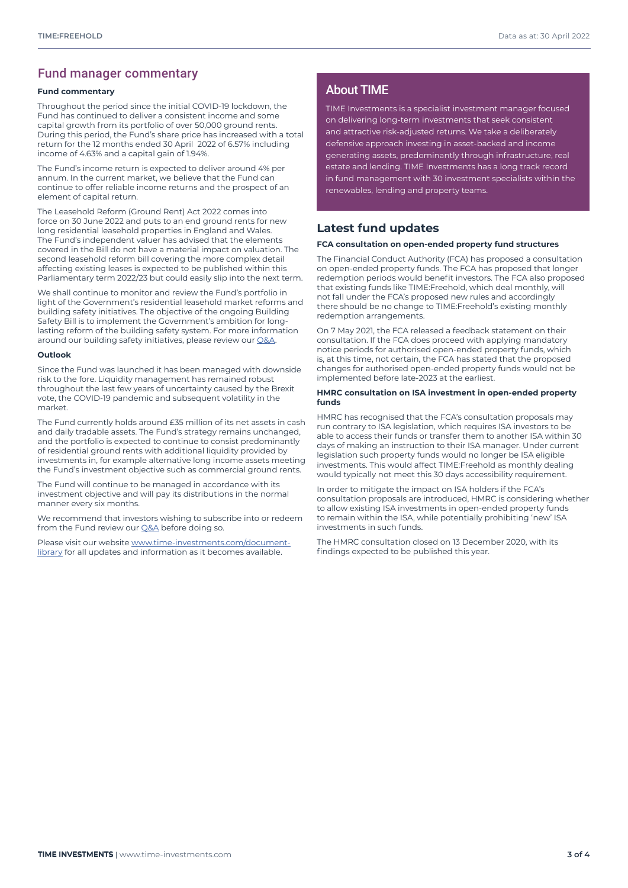## Fund manager commentary

**Fund commentary**

Throughout the period since the initial COVID-19 lockdown, the Fund has continued to deliver a consistent income and some capital growth from its portfolio of over 50,000 ground rents. During this period, the Fund's share price has increased with a total return for the 12 months ended 30 April 2022 of 6.57% including income of 4.63% and a capital gain of 1.94%.

The Fund's income return is expected to deliver around 4% per annum. In the current market, we believe that the Fund can continue to offer reliable income returns and the prospect of an element of capital return.

The Leasehold Reform (Ground Rent) Act 2022 comes into force on 30 June 2022 and puts to an end ground rents for new long residential leasehold properties in England and Wales. The Fund's independent valuer has advised that the elements covered in the Bill do not have a material impact on valuation. The second leasehold reform bill covering the more complex detail affecting existing leases is expected to be published within this Parliamentary term 2022/23 but could easily slip into the next term.

We shall continue to monitor and review the Fund's portfolio in light of the Government's residential leasehold market reforms and building safety initiatives. The objective of the ongoing Building Safety Bill is to implement the Government's ambition for long-lasting reform of the building safety system. For more information around our building safety initiatives, please review our Q&A.

**Outlook**

Since the Fund was launched it has been managed with downside risk to the fore. Liquidity management has remained robust throughout the last few years of uncertainty caused by the Brexit vote, the COVID-19 pandemic and subsequent volatility in the market.

The Fund currently holds around £35 million of its net assets in cash and daily tradable assets. The Fund's strategy remains unchanged, and the portfolio is expected to continue to consist predominantly of residential ground rents with additional liquidity provided by investments in, for example alternative long income assets meeting the Fund's investment objective such as commercial ground rents.

The Fund will continue to be managed in accordance with its investment objective and will pay its distributions in the normal manner every six months.

We recommend that investors wishing to subscribe into or redeem from the Fund review our Q&A before doing so.

Please visit our website www.time-investments.com/document-library for all updates and information as it becomes available.

## About TIME

TIME Investments is a specialist investment manager focused on delivering long-term investments that seek consistent and attractive risk-adjusted returns. We take a deliberately defensive approach investing in asset-backed and income generating assets, predominantly through infrastructure, real estate and lending. TIME Investments has a long track record in fund management with 30 investment specialists within the renewables, lending and property teams.

## Latest fund updates

**FCA consultation on open-ended property fund structures**

The Financial Conduct Authority (FCA) has proposed a consultation on open-ended property funds. The FCA has proposed that longer redemption periods would benefit investors. The FCA also proposed that existing funds like TIME:Freehold, which deal monthly, will not fall under the FCA's proposed new rules and accordingly there should be no change to TIME:Freehold's existing monthly redemption arrangements.

On 7 May 2021, the FCA released a feedback statement on their consultation. If the FCA does proceed with applying mandatory notice periods for authorised open-ended property funds, which is, at this time, not certain, the FCA has stated that the proposed changes for authorised open-ended property funds would not be implemented before late-2023 at the earliest.

**HMRC consultation on ISA investment in open-ended property funds**

HMRC has recognised that the FCA's consultation proposals may run contrary to ISA legislation, which requires ISA investors to be able to access their funds or transfer them to another ISA within 30 days of making an instruction to their ISA manager. Under current legislation such property funds would no longer be ISA eligible investments. This would affect TIME:Freehold as monthly dealing would typically not meet this 30 days accessibility requirement.

In order to mitigate the impact on ISA holders if the FCA's consultation proposals are introduced, HMRC is considering whether to allow existing ISA investments in open-ended property funds to remain within the ISA, while potentially prohibiting 'new' ISA investments in such funds.

The HMRC consultation closed on 13 December 2020, with its findings expected to be published this year.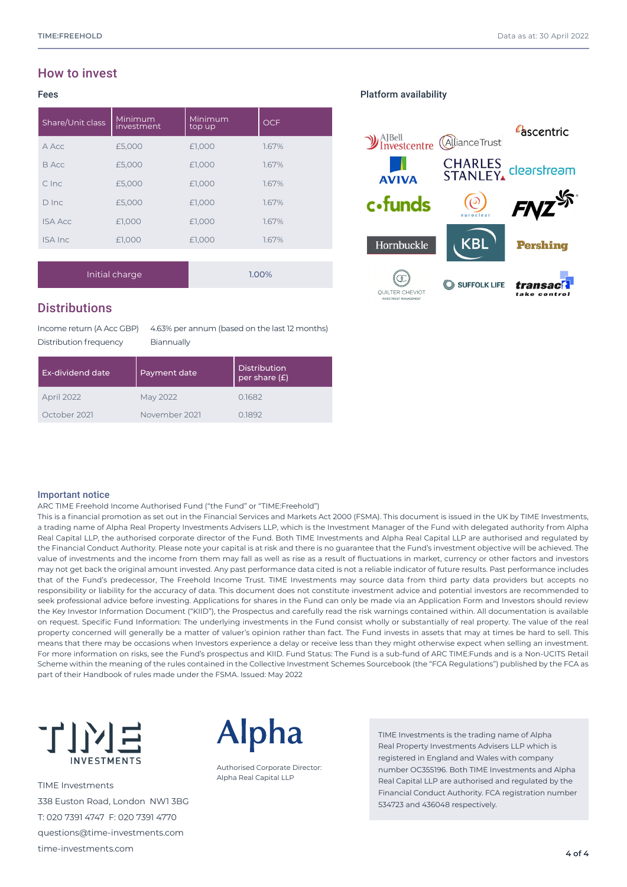## How to invest

### Fees

| Share/Unit class | Minimum investment | Minimum top up | OCF |
|---|---|---|---|
| A Acc | £5,000 | £1,000 | 1.67% |
| B Acc | £5,000 | £1,000 | 1.67% |
| C Inc | £5,000 | £1,000 | 1.67% |
| D Inc | £5,000 | £1,000 | 1.67% |
| ISA Acc | £1,000 | £1,000 | 1.67% |
| ISA Inc | £1,000 | £1,000 | 1.67% |

| | |
|---|---|
| Initial charge | 1.00% |

## Distributions

Income return (A Acc GBP) 4.63% per annum (based on the last 12 months)

Distribution frequency Biannually

| Ex-dividend date | Payment date | Distribution per share (£) |
|---|---|---|
| April 2022 | May 2022 | 0.1682 |
| October 2021 | November 2021 | 0.1892 |

### Platform availability

AJBell Investcentre, AllianceTrust, ascentric, AVIVA, CHARLES STANLEY, clearstream, c•funds, euroclear, FNZ, Hornbuckle, KBL, Pershing, QUILTER CHEVIOT, SUFFOLK LIFE, transact take control

### Important notice

ARC TIME Freehold Income Authorised Fund ("the Fund" or "TIME:Freehold")

This is a financial promotion as set out in the Financial Services and Markets Act 2000 (FSMA). This document is issued in the UK by TIME Investments, a trading name of Alpha Real Property Investments Advisers LLP, which is the Investment Manager of the Fund with delegated authority from Alpha Real Capital LLP, the authorised corporate director of the Fund. Both TIME Investments and Alpha Real Capital LLP are authorised and regulated by the Financial Conduct Authority. Please note your capital is at risk and there is no guarantee that the Fund's investment objective will be achieved. The value of investments and the income from them may fall as well as rise as a result of fluctuations in market, currency or other factors and investors may not get back the original amount invested. Any past performance data cited is not a reliable indicator of future results. Past performance includes that of the Fund's predecessor, The Freehold Income Trust. TIME Investments may source data from third party data providers but accepts no responsibility or liability for the accuracy of data. This document does not constitute investment advice and potential investors are recommended to seek professional advice before investing. Applications for shares in the Fund can only be made via an Application Form and Investors should review the Key Investor Information Document ("KIID"), the Prospectus and carefully read the risk warnings contained within. All documentation is available on request. Specific Fund Information: The underlying investments in the Fund consist wholly or substantially of real property. The value of the real property concerned will generally be a matter of valuer's opinion rather than fact. The Fund invests in assets that may at times be hard to sell. This means that there may be occasions when Investors experience a delay or receive less than they might otherwise expect when selling an investment. For more information on risks, see the Fund's prospectus and KIID. Fund Status: The Fund is a sub-fund of ARC TIME:Funds and is a Non-UCITS Retail Scheme within the meaning of the rules contained in the Collective Investment Schemes Sourcebook (the "FCA Regulations") published by the FCA as part of their Handbook of rules made under the FSMA. Issued: May 2022

TIME INVESTMENTS

TIME Investments
338 Euston Road, London NW1 3BG
T: 020 7391 4747 F: 020 7391 4770
questions@time-investments.com
time-investments.com

Alpha

Authorised Corporate Director:
Alpha Real Capital LLP

TIME Investments is the trading name of Alpha Real Property Investments Advisers LLP which is registered in England and Wales with company number OC355196. Both TIME Investments and Alpha Real Capital LLP are authorised and regulated by the Financial Conduct Authority. FCA registration number 534723 and 436048 respectively.